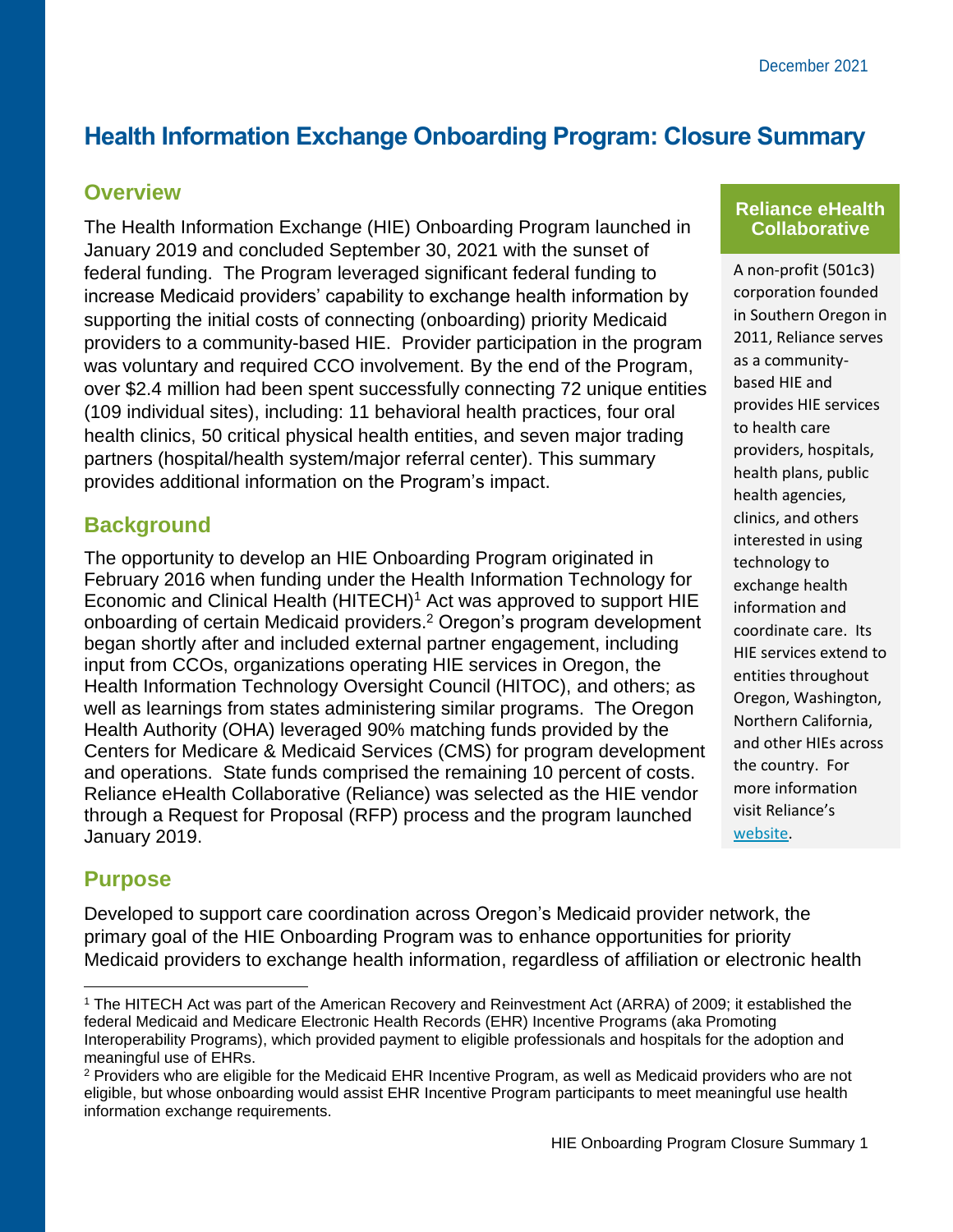December 2021

# Health Information Exchange Onboarding Program: Closure Summary

## Overview

The Health Information Exchange (HIE) Onboarding Program launched in January 2019 and concluded September 30, 2021 with the sunset of federal funding. The Program leveraged significant federal funding to increase Medicaid providers' capability to exchange health information by supporting the initial costs of connecting (onboarding) priority Medicaid providers to a community-based HIE. Provider participation in the program was voluntary and required CCO involvement. By the end of the Program, over $2.4 million had been spent successfully connecting 72 unique entities (109 individual sites), including: 11 behavioral health practices, four oral health clinics, 50 critical physical health entities, and seven major trading partners (hospital/health system/major referral center). This summary provides additional information on the Program's impact.

## Background

The opportunity to develop an HIE Onboarding Program originated in February 2016 when funding under the Health Information Technology for Economic and Clinical Health (HITECH)[1] Act was approved to support HIE onboarding of certain Medicaid providers.[2] Oregon's program development began shortly after and included external partner engagement, including input from CCOs, organizations operating HIE services in Oregon, the Health Information Technology Oversight Council (HITOC), and others; as well as learnings from states administering similar programs. The Oregon Health Authority (OHA) leveraged 90% matching funds provided by the Centers for Medicare & Medicaid Services (CMS) for program development and operations. State funds comprised the remaining 10 percent of costs. Reliance eHealth Collaborative (Reliance) was selected as the HIE vendor through a Request for Proposal (RFP) process and the program launched January 2019.

> **Reliance eHealth Collaborative**
>
> A non-profit (501c3) corporation founded in Southern Oregon in 2011, Reliance serves as a community-based HIE and provides HIE services to health care providers, hospitals, health plans, public health agencies, clinics, and others interested in using technology to exchange health information and coordinate care. Its HIE services extend to entities throughout Oregon, Washington, Northern California, and other HIEs across the country. For more information visit Reliance's website.

## Purpose

Developed to support care coordination across Oregon's Medicaid provider network, the primary goal of the HIE Onboarding Program was to enhance opportunities for priority Medicaid providers to exchange health information, regardless of affiliation or electronic health

---

[1] The HITECH Act was part of the American Recovery and Reinvestment Act (ARRA) of 2009; it established the federal Medicaid and Medicare Electronic Health Records (EHR) Incentive Programs (aka Promoting Interoperability Programs), which provided payment to eligible professionals and hospitals for the adoption and meaningful use of EHRs.

[2] Providers who are eligible for the Medicaid EHR Incentive Program, as well as Medicaid providers who are not eligible, but whose onboarding would assist EHR Incentive Program participants to meet meaningful use health information exchange requirements.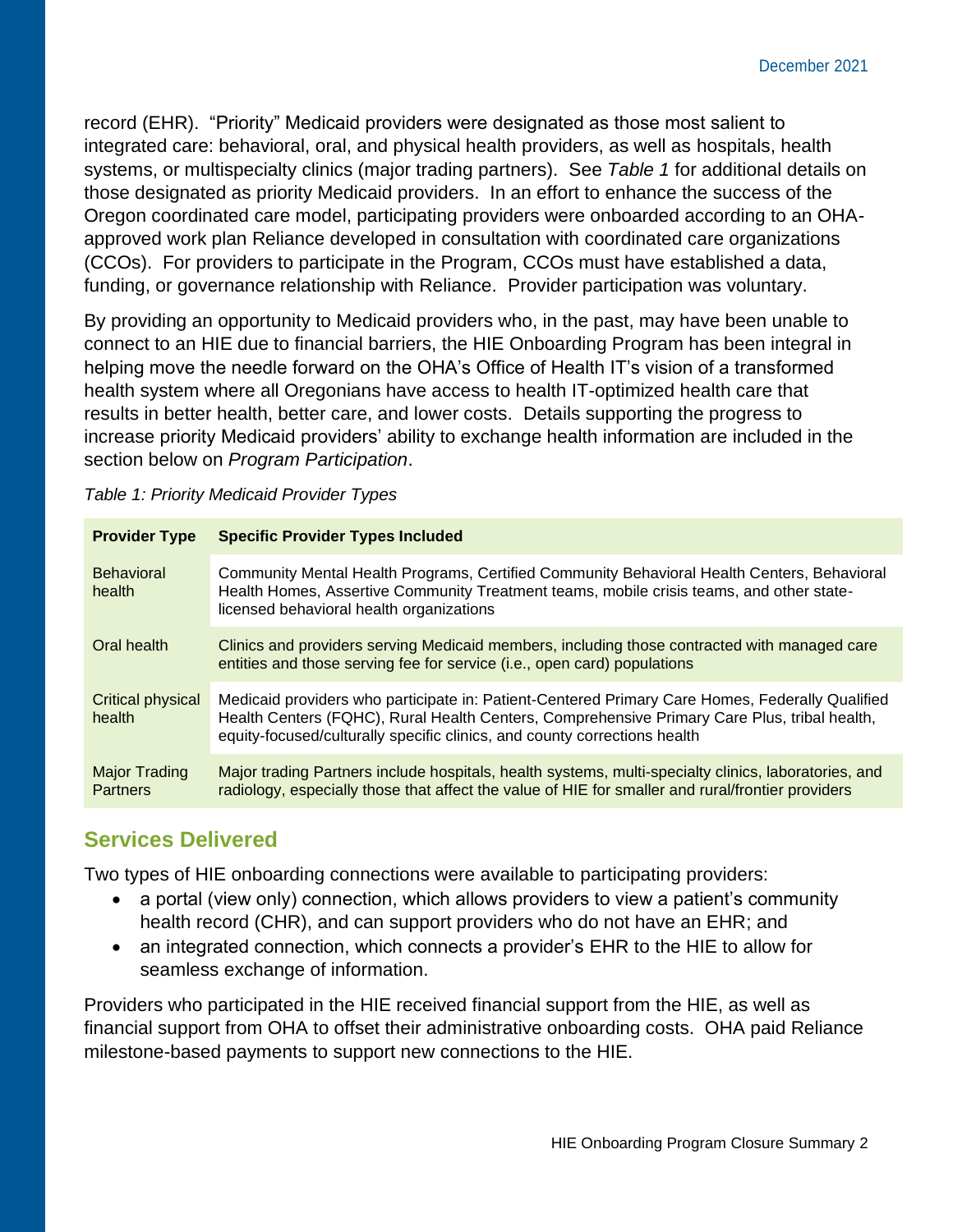record (EHR). "Priority" Medicaid providers were designated as those most salient to integrated care: behavioral, oral, and physical health providers, as well as hospitals, health systems, or multispecialty clinics (major trading partners). See *Table 1* for additional details on those designated as priority Medicaid providers. In an effort to enhance the success of the Oregon coordinated care model, participating providers were onboarded according to an OHA-approved work plan Reliance developed in consultation with coordinated care organizations (CCOs). For providers to participate in the Program, CCOs must have established a data, funding, or governance relationship with Reliance. Provider participation was voluntary.

By providing an opportunity to Medicaid providers who, in the past, may have been unable to connect to an HIE due to financial barriers, the HIE Onboarding Program has been integral in helping move the needle forward on the OHA's Office of Health IT's vision of a transformed health system where all Oregonians have access to health IT-optimized health care that results in better health, better care, and lower costs. Details supporting the progress to increase priority Medicaid providers' ability to exchange health information are included in the section below on *Program Participation*.

*Table 1: Priority Medicaid Provider Types*

| Provider Type | Specific Provider Types Included |
|---|---|
| Behavioral health | Community Mental Health Programs, Certified Community Behavioral Health Centers, Behavioral Health Homes, Assertive Community Treatment teams, mobile crisis teams, and other state-licensed behavioral health organizations |
| Oral health | Clinics and providers serving Medicaid members, including those contracted with managed care entities and those serving fee for service (i.e., open card) populations |
| Critical physical health | Medicaid providers who participate in: Patient-Centered Primary Care Homes, Federally Qualified Health Centers (FQHC), Rural Health Centers, Comprehensive Primary Care Plus, tribal health, equity-focused/culturally specific clinics, and county corrections health |
| Major Trading Partners | Major trading Partners include hospitals, health systems, multi-specialty clinics, laboratories, and radiology, especially those that affect the value of HIE for smaller and rural/frontier providers |

## Services Delivered

Two types of HIE onboarding connections were available to participating providers:

- a portal (view only) connection, which allows providers to view a patient's community health record (CHR), and can support providers who do not have an EHR; and
- an integrated connection, which connects a provider's EHR to the HIE to allow for seamless exchange of information.

Providers who participated in the HIE received financial support from the HIE, as well as financial support from OHA to offset their administrative onboarding costs. OHA paid Reliance milestone-based payments to support new connections to the HIE.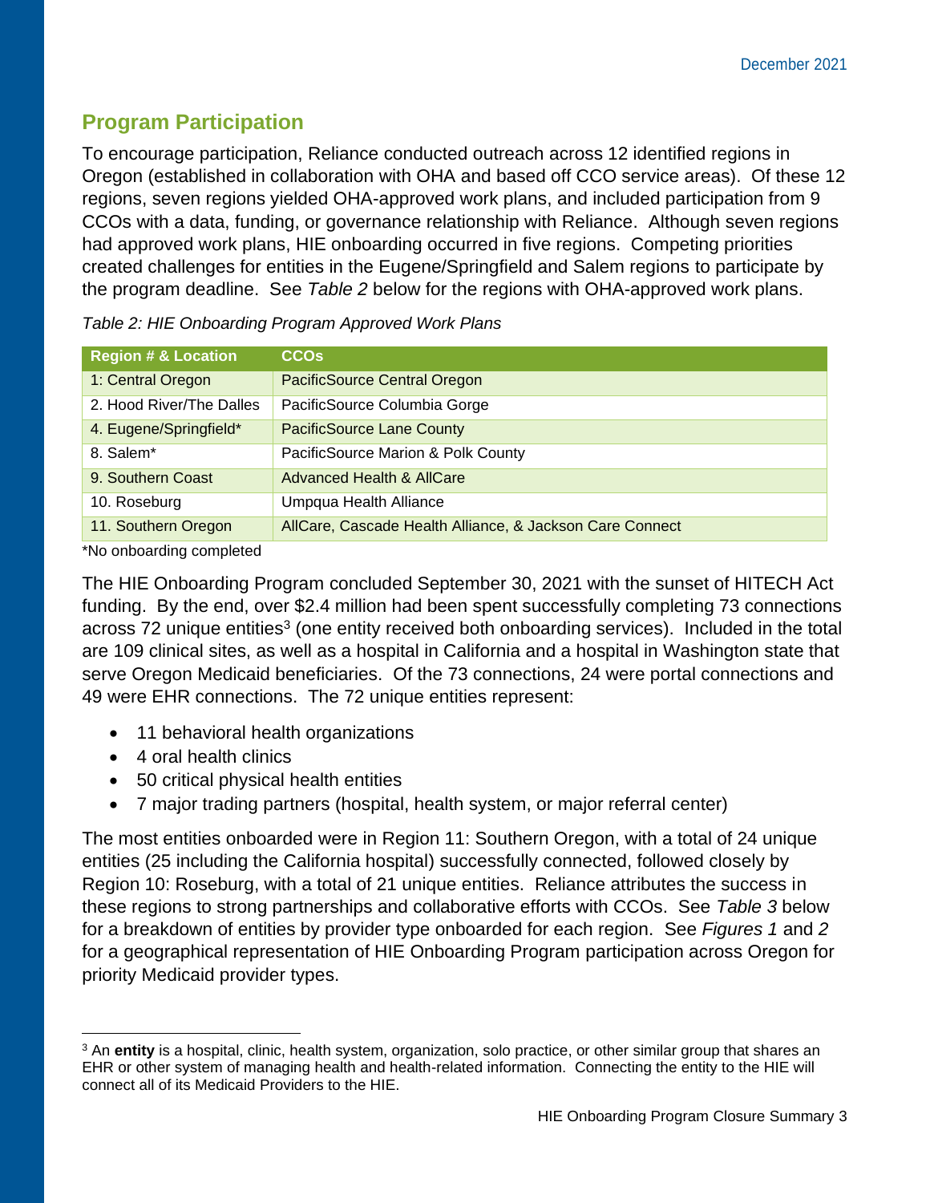## Program Participation

To encourage participation, Reliance conducted outreach across 12 identified regions in Oregon (established in collaboration with OHA and based off CCO service areas). Of these 12 regions, seven regions yielded OHA-approved work plans, and included participation from 9 CCOs with a data, funding, or governance relationship with Reliance. Although seven regions had approved work plans, HIE onboarding occurred in five regions. Competing priorities created challenges for entities in the Eugene/Springfield and Salem regions to participate by the program deadline. See *Table 2* below for the regions with OHA-approved work plans.

*Table 2: HIE Onboarding Program Approved Work Plans*

| Region # & Location | CCOs |
|---|---|
| 1: Central Oregon | PacificSource Central Oregon |
| 2. Hood River/The Dalles | PacificSource Columbia Gorge |
| 4. Eugene/Springfield* | PacificSource Lane County |
| 8. Salem* | PacificSource Marion & Polk County |
| 9. Southern Coast | Advanced Health & AllCare |
| 10. Roseburg | Umpqua Health Alliance |
| 11. Southern Oregon | AllCare, Cascade Health Alliance, & Jackson Care Connect |

*No onboarding completed

The HIE Onboarding Program concluded September 30, 2021 with the sunset of HITECH Act funding. By the end, over $2.4 million had been spent successfully completing 73 connections across 72 unique entities[3] (one entity received both onboarding services). Included in the total are 109 clinical sites, as well as a hospital in California and a hospital in Washington state that serve Oregon Medicaid beneficiaries. Of the 73 connections, 24 were portal connections and 49 were EHR connections. The 72 unique entities represent:

- 11 behavioral health organizations
- 4 oral health clinics
- 50 critical physical health entities
- 7 major trading partners (hospital, health system, or major referral center)

The most entities onboarded were in Region 11: Southern Oregon, with a total of 24 unique entities (25 including the California hospital) successfully connected, followed closely by Region 10: Roseburg, with a total of 21 unique entities. Reliance attributes the success in these regions to strong partnerships and collaborative efforts with CCOs. See *Table 3* below for a breakdown of entities by provider type onboarded for each region. See *Figures 1* and *2* for a geographical representation of HIE Onboarding Program participation across Oregon for priority Medicaid provider types.

[3] An **entity** is a hospital, clinic, health system, organization, solo practice, or other similar group that shares an EHR or other system of managing health and health-related information. Connecting the entity to the HIE will connect all of its Medicaid Providers to the HIE.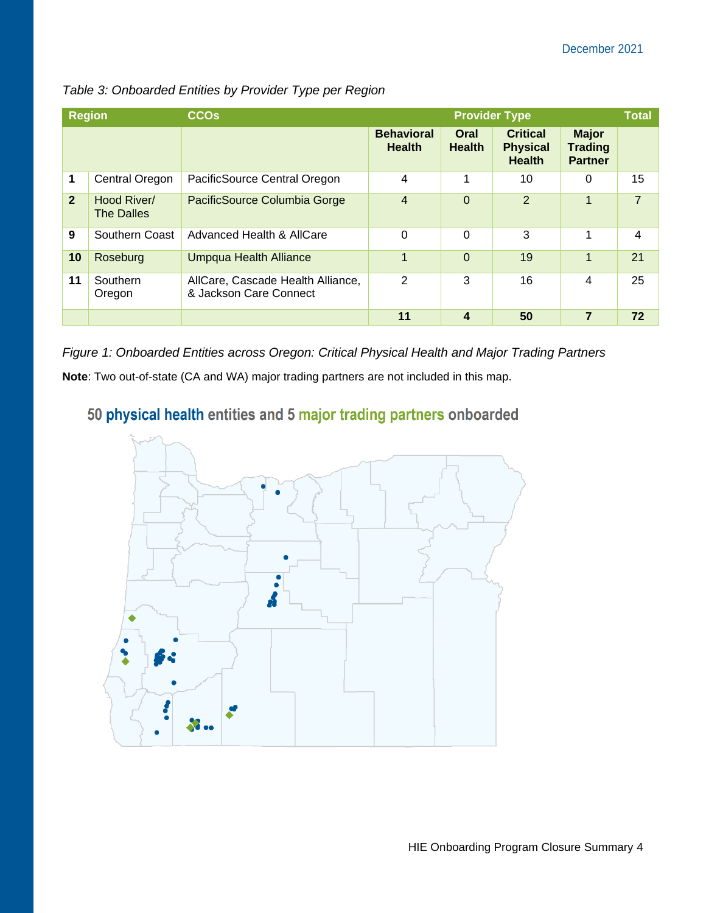*Table 3: Onboarded Entities by Provider Type per Region*

| Region | | CCOs | Provider Type | | | | Total |
|---|---|---|---|---|---|---|---|
| | | | Behavioral Health | Oral Health | Critical Physical Health | Major Trading Partner | |
| 1 | Central Oregon | PacificSource Central Oregon | 4 | 1 | 10 | 0 | 15 |
| 2 | Hood River/ The Dalles | PacificSource Columbia Gorge | 4 | 0 | 2 | 1 | 7 |
| 9 | Southern Coast | Advanced Health & AllCare | 0 | 0 | 3 | 1 | 4 |
| 10 | Roseburg | Umpqua Health Alliance | 1 | 0 | 19 | 1 | 21 |
| 11 | Southern Oregon | AllCare, Cascade Health Alliance, & Jackson Care Connect | 2 | 3 | 16 | 4 | 25 |
| | | | **11** | **4** | **50** | **7** | **72** |

*Figure 1: Onboarded Entities across Oregon: Critical Physical Health and Major Trading Partners*

**Note**: Two out-of-state (CA and WA) major trading partners are not included in this map.

**50 physical health entities and 5 major trading partners onboarded**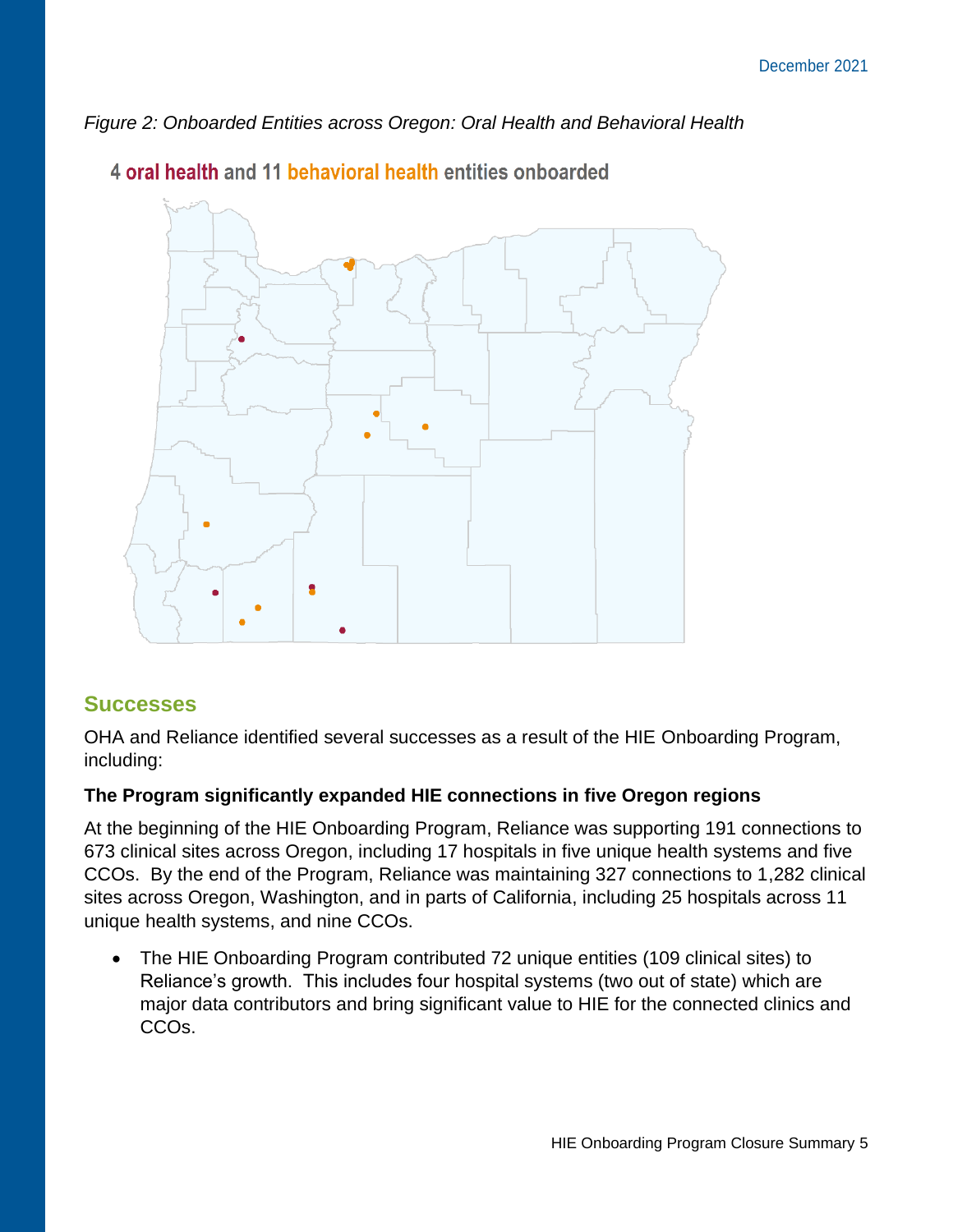*Figure 2: Onboarded Entities across Oregon: Oral Health and Behavioral Health*

4 oral health and 11 behavioral health entities onboarded

## Successes

OHA and Reliance identified several successes as a result of the HIE Onboarding Program, including:

**The Program significantly expanded HIE connections in five Oregon regions**

At the beginning of the HIE Onboarding Program, Reliance was supporting 191 connections to 673 clinical sites across Oregon, including 17 hospitals in five unique health systems and five CCOs. By the end of the Program, Reliance was maintaining 327 connections to 1,282 clinical sites across Oregon, Washington, and in parts of California, including 25 hospitals across 11 unique health systems, and nine CCOs.

- The HIE Onboarding Program contributed 72 unique entities (109 clinical sites) to Reliance's growth. This includes four hospital systems (two out of state) which are major data contributors and bring significant value to HIE for the connected clinics and CCOs.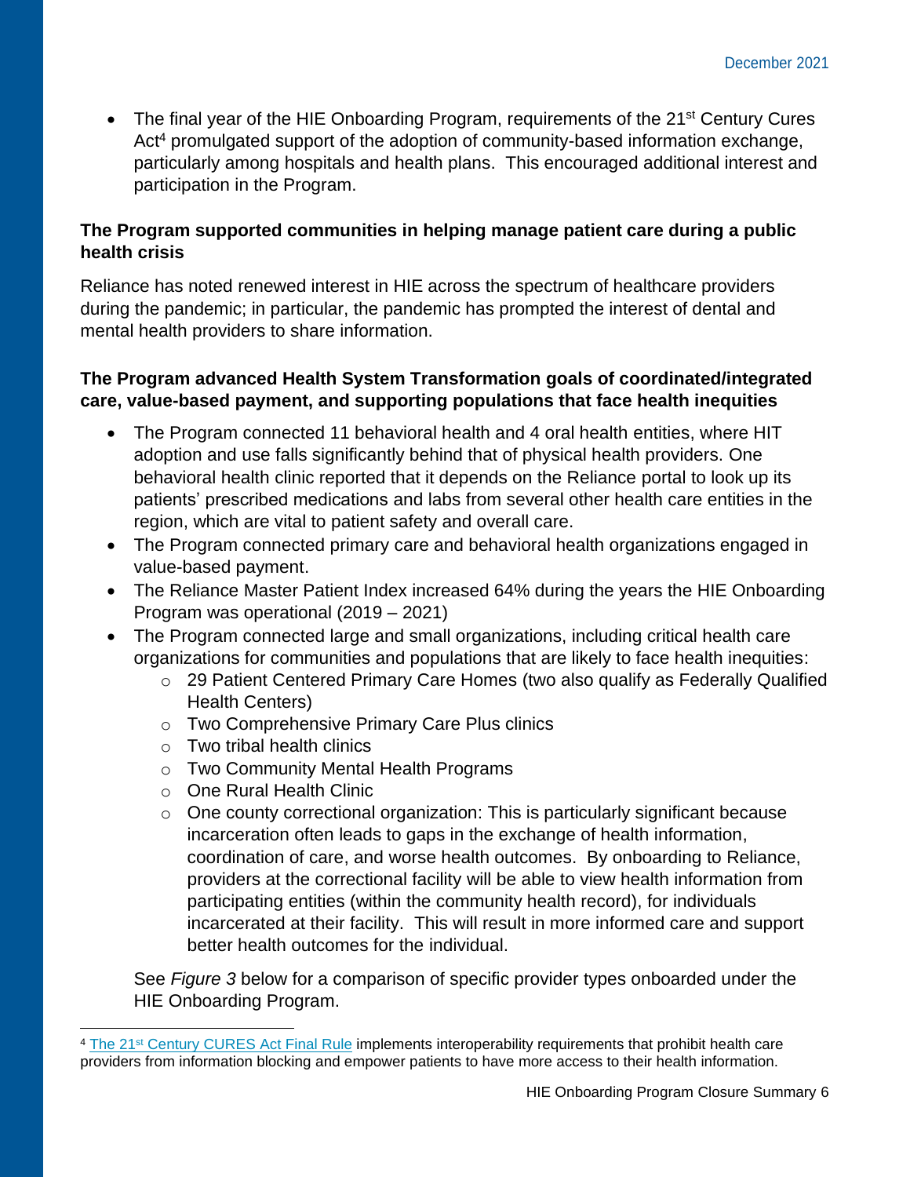- The final year of the HIE Onboarding Program, requirements of the 21st Century Cures Act[4] promulgated support of the adoption of community-based information exchange, particularly among hospitals and health plans. This encouraged additional interest and participation in the Program.

**The Program supported communities in helping manage patient care during a public health crisis**

Reliance has noted renewed interest in HIE across the spectrum of healthcare providers during the pandemic; in particular, the pandemic has prompted the interest of dental and mental health providers to share information.

**The Program advanced Health System Transformation goals of coordinated/integrated care, value-based payment, and supporting populations that face health inequities**

- The Program connected 11 behavioral health and 4 oral health entities, where HIT adoption and use falls significantly behind that of physical health providers. One behavioral health clinic reported that it depends on the Reliance portal to look up its patients' prescribed medications and labs from several other health care entities in the region, which are vital to patient safety and overall care.
- The Program connected primary care and behavioral health organizations engaged in value-based payment.
- The Reliance Master Patient Index increased 64% during the years the HIE Onboarding Program was operational (2019 – 2021)
- The Program connected large and small organizations, including critical health care organizations for communities and populations that are likely to face health inequities:
  - 29 Patient Centered Primary Care Homes (two also qualify as Federally Qualified Health Centers)
  - Two Comprehensive Primary Care Plus clinics
  - Two tribal health clinics
  - Two Community Mental Health Programs
  - One Rural Health Clinic
  - One county correctional organization: This is particularly significant because incarceration often leads to gaps in the exchange of health information, coordination of care, and worse health outcomes. By onboarding to Reliance, providers at the correctional facility will be able to view health information from participating entities (within the community health record), for individuals incarcerated at their facility. This will result in more informed care and support better health outcomes for the individual.

See *Figure 3* below for a comparison of specific provider types onboarded under the HIE Onboarding Program.

---

[4] The 21st Century CURES Act Final Rule implements interoperability requirements that prohibit health care providers from information blocking and empower patients to have more access to their health information.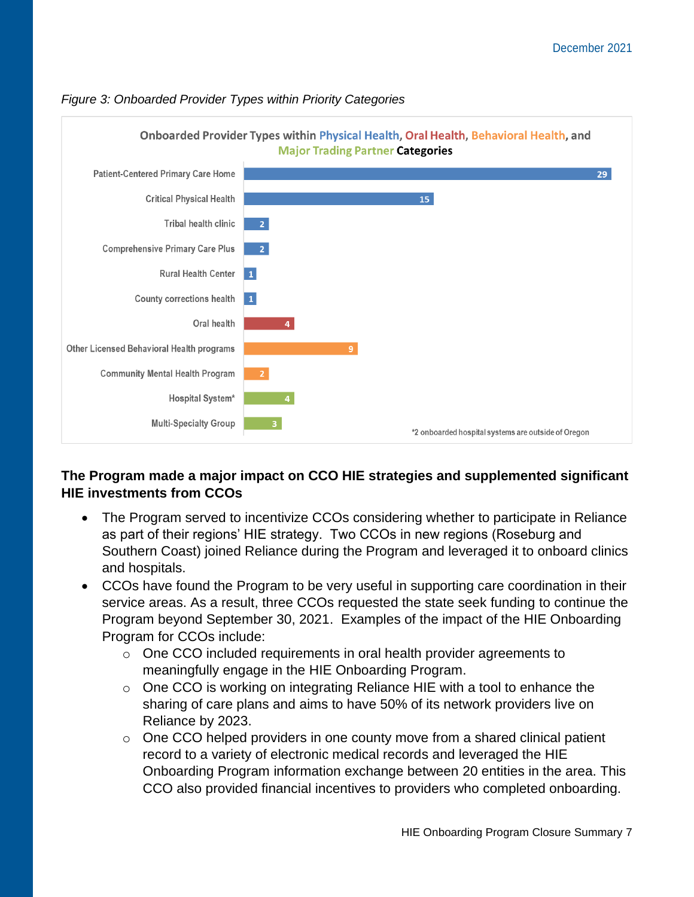*Figure 3: Onboarded Provider Types within Priority Categories*

**Onboarded Provider Types within Physical Health, Oral Health, Behavioral Health, and Major Trading Partner Categories**

| Provider Type | Count |
|---|---|
| Patient-Centered Primary Care Home | 29 |
| Critical Physical Health | 15 |
| Tribal health clinic | 2 |
| Comprehensive Primary Care Plus | 2 |
| Rural Health Center | 1 |
| County corrections health | 1 |
| Oral health | 4 |
| Other Licensed Behavioral Health programs | 9 |
| Community Mental Health Program | 2 |
| Hospital System* | 4 |
| Multi-Specialty Group | 3 |

*2 onboarded hospital systems are outside of Oregon

**The Program made a major impact on CCO HIE strategies and supplemented significant HIE investments from CCOs**

- The Program served to incentivize CCOs considering whether to participate in Reliance as part of their regions' HIE strategy. Two CCOs in new regions (Roseburg and Southern Coast) joined Reliance during the Program and leveraged it to onboard clinics and hospitals.
- CCOs have found the Program to be very useful in supporting care coordination in their service areas. As a result, three CCOs requested the state seek funding to continue the Program beyond September 30, 2021. Examples of the impact of the HIE Onboarding Program for CCOs include:
  - One CCO included requirements in oral health provider agreements to meaningfully engage in the HIE Onboarding Program.
  - One CCO is working on integrating Reliance HIE with a tool to enhance the sharing of care plans and aims to have 50% of its network providers live on Reliance by 2023.
  - One CCO helped providers in one county move from a shared clinical patient record to a variety of electronic medical records and leveraged the HIE Onboarding Program information exchange between 20 entities in the area. This CCO also provided financial incentives to providers who completed onboarding.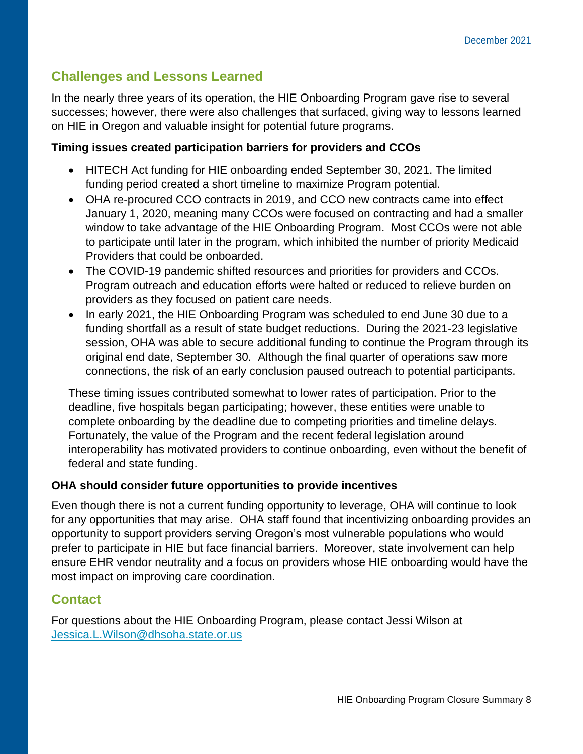## Challenges and Lessons Learned

In the nearly three years of its operation, the HIE Onboarding Program gave rise to several successes; however, there were also challenges that surfaced, giving way to lessons learned on HIE in Oregon and valuable insight for potential future programs.

**Timing issues created participation barriers for providers and CCOs**

- HITECH Act funding for HIE onboarding ended September 30, 2021. The limited funding period created a short timeline to maximize Program potential.
- OHA re-procured CCO contracts in 2019, and CCO new contracts came into effect January 1, 2020, meaning many CCOs were focused on contracting and had a smaller window to take advantage of the HIE Onboarding Program. Most CCOs were not able to participate until later in the program, which inhibited the number of priority Medicaid Providers that could be onboarded.
- The COVID-19 pandemic shifted resources and priorities for providers and CCOs. Program outreach and education efforts were halted or reduced to relieve burden on providers as they focused on patient care needs.
- In early 2021, the HIE Onboarding Program was scheduled to end June 30 due to a funding shortfall as a result of state budget reductions. During the 2021-23 legislative session, OHA was able to secure additional funding to continue the Program through its original end date, September 30. Although the final quarter of operations saw more connections, the risk of an early conclusion paused outreach to potential participants.

These timing issues contributed somewhat to lower rates of participation. Prior to the deadline, five hospitals began participating; however, these entities were unable to complete onboarding by the deadline due to competing priorities and timeline delays. Fortunately, the value of the Program and the recent federal legislation around interoperability has motivated providers to continue onboarding, even without the benefit of federal and state funding.

**OHA should consider future opportunities to provide incentives**

Even though there is not a current funding opportunity to leverage, OHA will continue to look for any opportunities that may arise. OHA staff found that incentivizing onboarding provides an opportunity to support providers serving Oregon's most vulnerable populations who would prefer to participate in HIE but face financial barriers. Moreover, state involvement can help ensure EHR vendor neutrality and a focus on providers whose HIE onboarding would have the most impact on improving care coordination.

## Contact

For questions about the HIE Onboarding Program, please contact Jessi Wilson at [Jessica.L.Wilson@dhsoha.state.or.us](mailto:Jessica.L.Wilson@dhsoha.state.or.us)